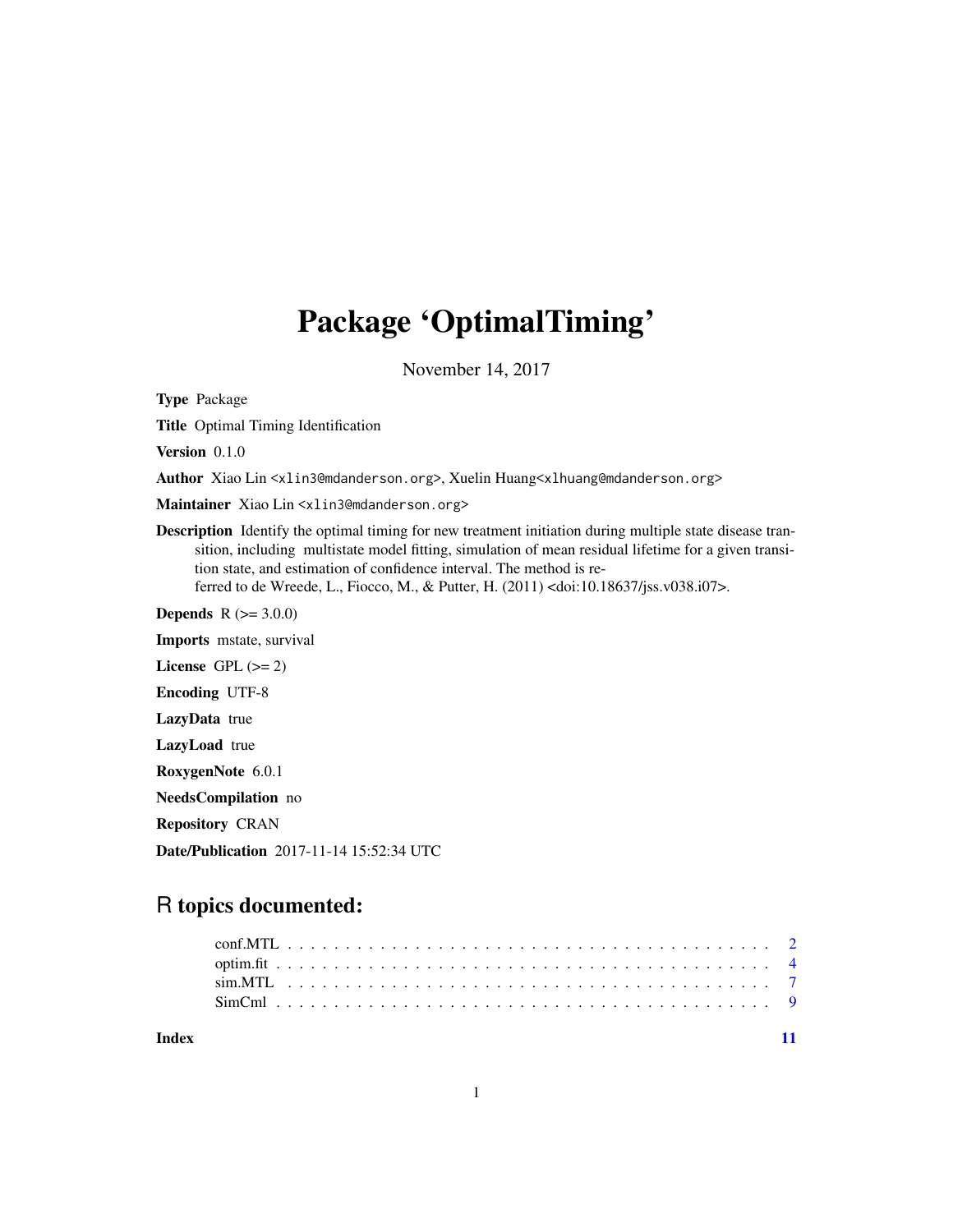# Package 'OptimalTiming'

November 14, 2017

**Type** Package

**Title** Optimal Timing Identification

**Version** 0.1.0

**Author** Xiao Lin <xlin3@mdanderson.org>, Xuelin Huang<xlhuang@mdanderson.org>

**Maintainer** Xiao Lin <xlin3@mdanderson.org>

**Description** Identify the optimal timing for new treatment initiation during multiple state disease transition, including multistate model fitting, simulation of mean residual lifetime for a given transition state, and estimation of confidence interval. The method is referred to de Wreede, L., Fiocco, M., & Putter, H. (2011) <doi:10.18637/jss.v038.i07>.

**Depends** R (>= 3.0.0)

**Imports** mstate, survival

**License** GPL (>= 2)

**Encoding** UTF-8

**LazyData** true

**LazyLoad** true

**RoxygenNote** 6.0.1

**NeedsCompilation** no

**Repository** CRAN

**Date/Publication** 2017-11-14 15:52:34 UTC

## R topics documented:

- conf.MTL . . . . . . . . . . . . . . . . . . . . . . . . . . . . . . . . . . . . . . . . 2
- optim.fit . . . . . . . . . . . . . . . . . . . . . . . . . . . . . . . . . . . . . . . . 4
- sim.MTL . . . . . . . . . . . . . . . . . . . . . . . . . . . . . . . . . . . . . . . . 7
- SimCml . . . . . . . . . . . . . . . . . . . . . . . . . . . . . . . . . . . . . . . . 9

**Index** 11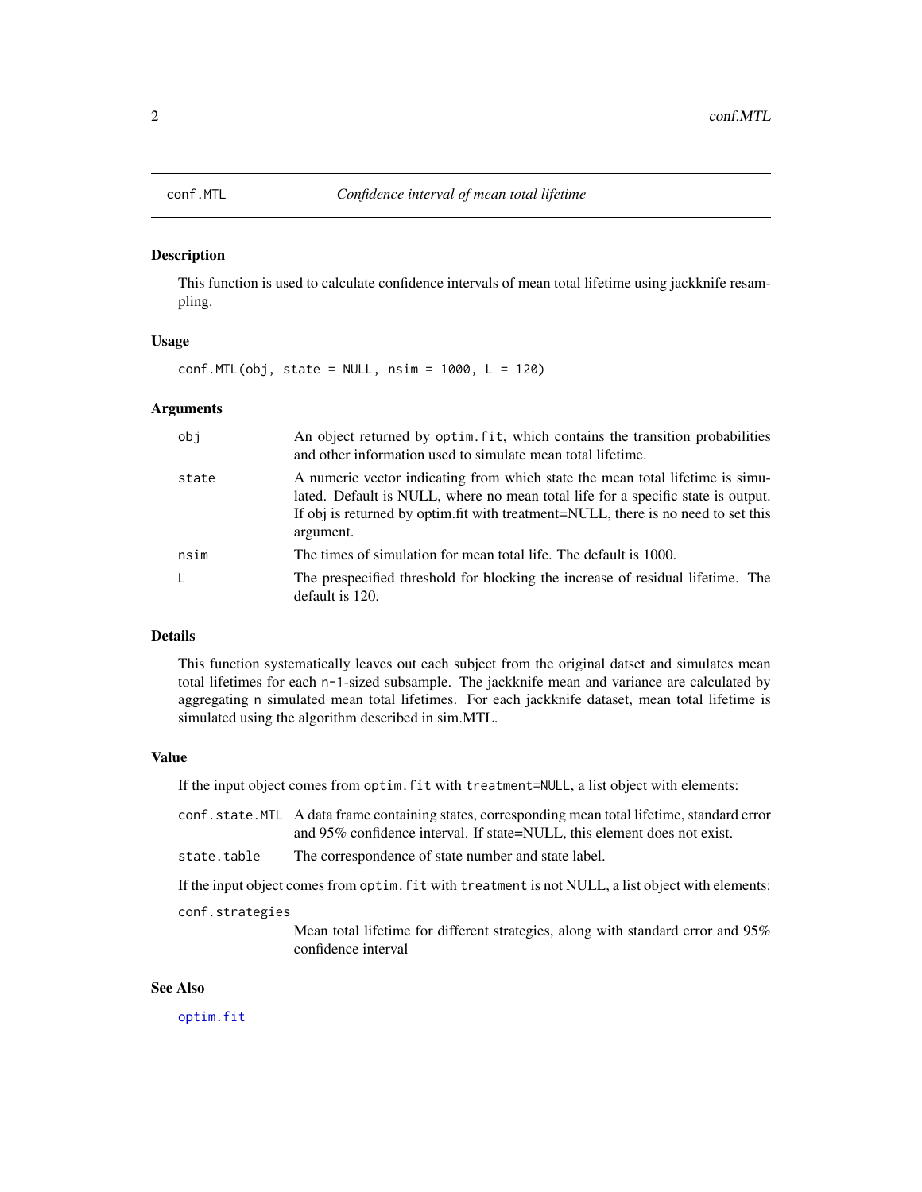# conf.MTL — *Confidence interval of mean total lifetime*

## Description

This function is used to calculate confidence intervals of mean total lifetime using jackknife resampling.

## Usage

```
conf.MTL(obj, state = NULL, nsim = 1000, L = 120)
```

## Arguments

| | |
|---|---|
| `obj` | An object returned by `optim.fit`, which contains the transition probabilities and other information used to simulate mean total lifetime. |
| `state` | A numeric vector indicating from which state the mean total lifetime is simulated. Default is NULL, where no mean total life for a specific state is output. If obj is returned by optim.fit with treatment=NULL, there is no need to set this argument. |
| `nsim` | The times of simulation for mean total life. The default is 1000. |
| `L` | The prespecified threshold for blocking the increase of residual lifetime. The default is 120. |

## Details

This function systematically leaves out each subject from the original datset and simulates mean total lifetimes for each `n-1`-sized subsample. The jackknife mean and variance are calculated by aggregating `n` simulated mean total lifetimes. For each jackknife dataset, mean total lifetime is simulated using the algorithm described in sim.MTL.

## Value

If the input object comes from `optim.fit` with `treatment=NULL`, a list object with elements:

| | |
|---|---|
| `conf.state.MTL` | A data frame containing states, corresponding mean total lifetime, standard error and 95% confidence interval. If state=NULL, this element does not exist. |
| `state.table` | The correspondence of state number and state label. |

If the input object comes from `optim.fit` with `treatment` is not NULL, a list object with elements:

| | |
|---|---|
| `conf.strategies` | Mean total lifetime for different strategies, along with standard error and 95% confidence interval |

## See Also

`optim.fit`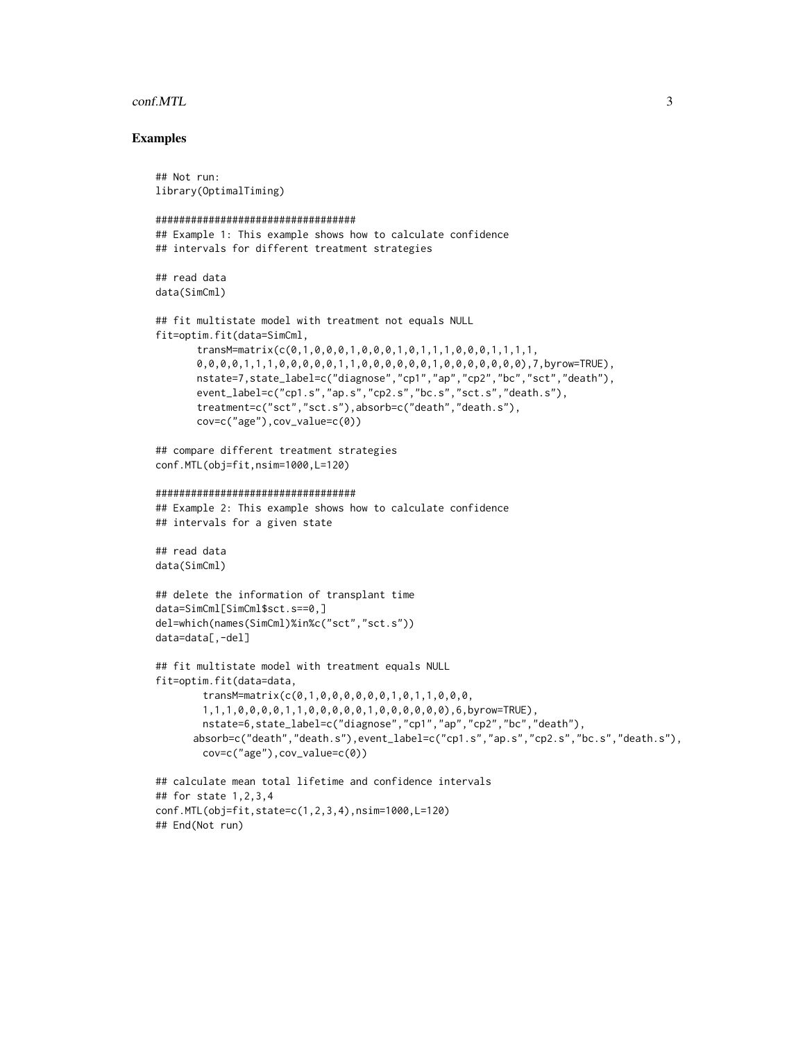### Examples

```
## Not run:
library(OptimalTiming)

###################################
## Example 1: This example shows how to calculate confidence
## intervals for different treatment strategies

## read data
data(SimCml)

## fit multistate model with treatment not equals NULL
fit=optim.fit(data=SimCml,
       transM=matrix(c(0,1,0,0,0,1,0,0,0,1,0,1,1,1,0,0,0,1,1,1,1,
       0,0,0,0,1,1,1,0,0,0,0,0,1,1,0,0,0,0,0,0,1,0,0,0,0,0,0,0),7,byrow=TRUE),
       nstate=7,state_label=c("diagnose","cp1","ap","cp2","bc","sct","death"),
       event_label=c("cp1.s","ap.s","cp2.s","bc.s","sct.s","death.s"),
       treatment=c("sct","sct.s"),absorb=c("death","death.s"),
       cov=c("age"),cov_value=c(0))

## compare different treatment strategies
conf.MTL(obj=fit,nsim=1000,L=120)

###################################
## Example 2: This example shows how to calculate confidence
## intervals for a given state

## read data
data(SimCml)

## delete the information of transplant time
data=SimCml[SimCml$sct.s==0,]
del=which(names(SimCml)%in%c("sct","sct.s"))
data=data[,-del]

## fit multistate model with treatment equals NULL
fit=optim.fit(data=data,
        transM=matrix(c(0,1,0,0,0,0,0,0,0,1,0,1,1,0,0,0,
        1,1,1,0,0,0,0,1,1,0,0,0,0,0,1,0,0,0,0,0,0),6,byrow=TRUE),
        nstate=6,state_label=c("diagnose","cp1","ap","cp2","bc","death"),
      absorb=c("death","death.s"),event_label=c("cp1.s","ap.s","cp2.s","bc.s","death.s"),
        cov=c("age"),cov_value=c(0))

## calculate mean total lifetime and confidence intervals
## for state 1,2,3,4
conf.MTL(obj=fit,state=c(1,2,3,4),nsim=1000,L=120)
## End(Not run)
```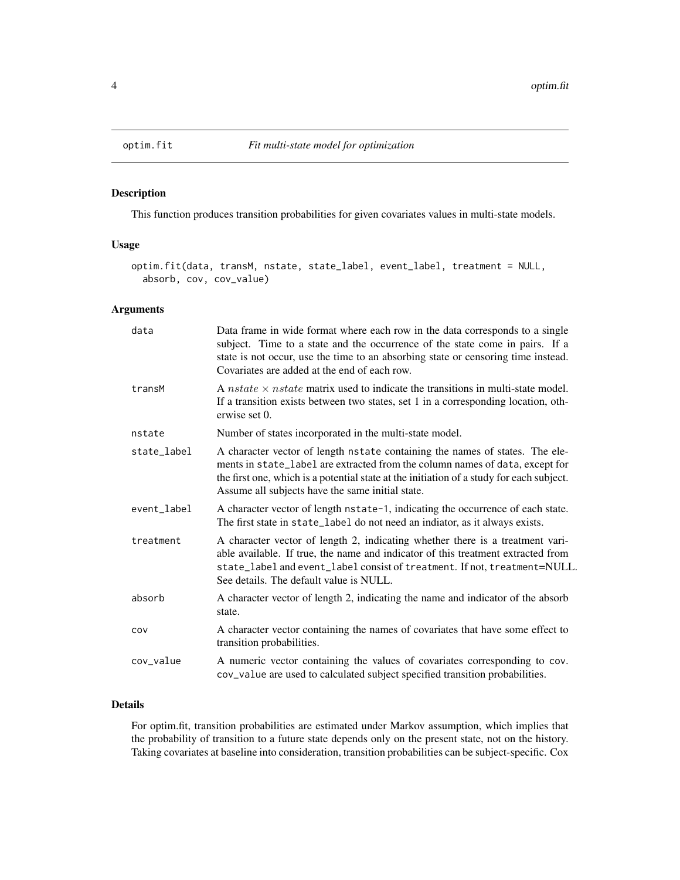# optim.fit *Fit multi-state model for optimization*

## Description

This function produces transition probabilities for given covariates values in multi-state models.

## Usage

```
optim.fit(data, transM, nstate, state_label, event_label, treatment = NULL,
  absorb, cov, cov_value)
```

## Arguments

| | |
|---|---|
| data | Data frame in wide format where each row in the data corresponds to a single subject. Time to a state and the occurrence of the state come in pairs. If a state is not occur, use the time to an absorbing state or censoring time instead. Covariates are added at the end of each row. |
| transM | A $nstate \times nstate$ matrix used to indicate the transitions in multi-state model. If a transition exists between two states, set 1 in a corresponding location, otherwise set 0. |
| nstate | Number of states incorporated in the multi-state model. |
| state_label | A character vector of length nstate containing the names of states. The elements in state_label are extracted from the column names of data, except for the first one, which is a potential state at the initiation of a study for each subject. Assume all subjects have the same initial state. |
| event_label | A character vector of length nstate-1, indicating the occurrence of each state. The first state in state_label do not need an indiator, as it always exists. |
| treatment | A character vector of length 2, indicating whether there is a treatment variable available. If true, the name and indicator of this treatment extracted from state_label and event_label consist of treatment. If not, treatment=NULL. See details. The default value is NULL. |
| absorb | A character vector of length 2, indicating the name and indicator of the absorb state. |
| cov | A character vector containing the names of covariates that have some effect to transition probabilities. |
| cov_value | A numeric vector containing the values of covariates corresponding to cov. cov_value are used to calculated subject specified transition probabilities. |

## Details

For optim.fit, transition probabilities are estimated under Markov assumption, which implies that the probability of transition to a future state depends only on the present state, not on the history. Taking covariates at baseline into consideration, transition probabilities can be subject-specific. Cox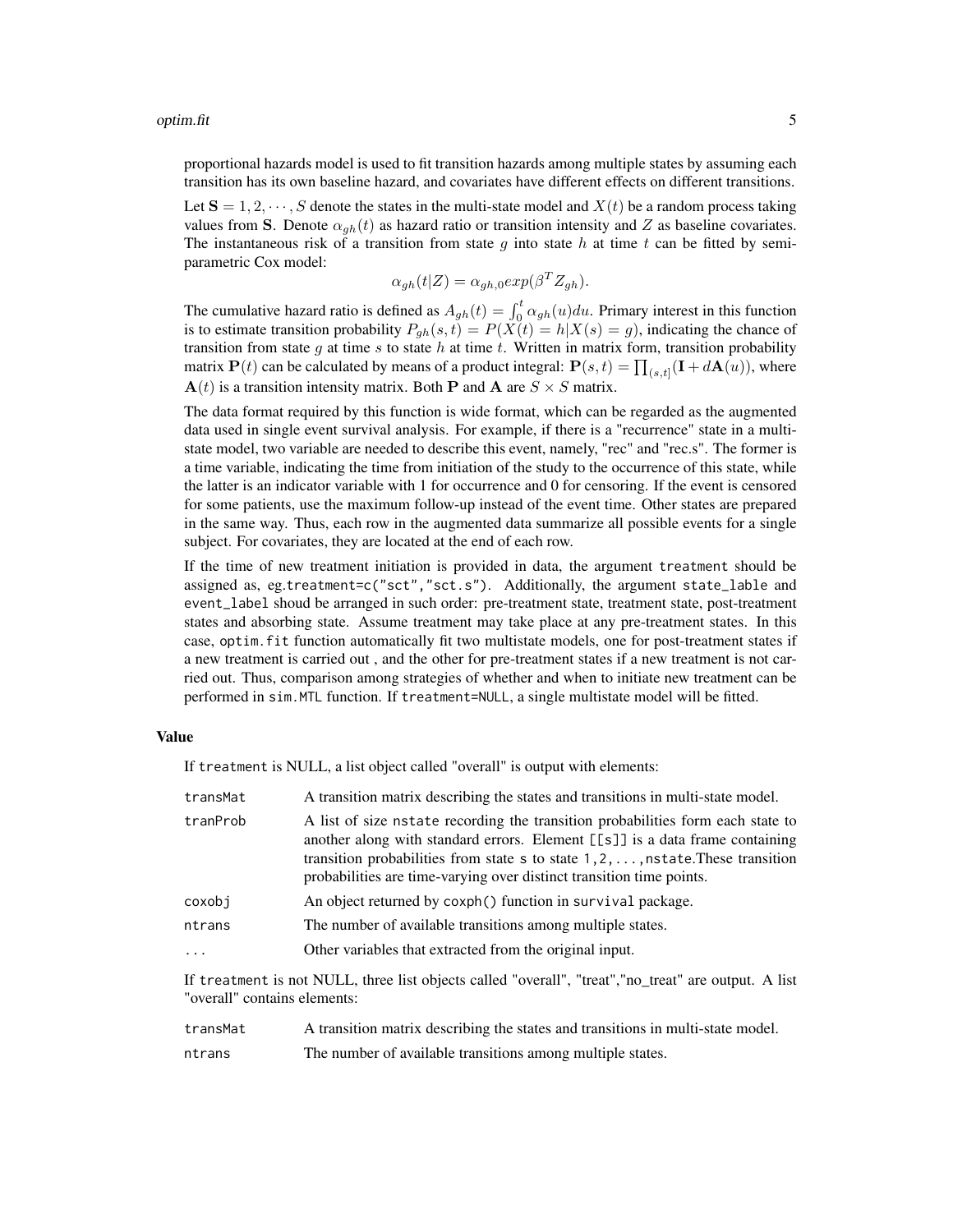proportional hazards model is used to fit transition hazards among multiple states by assuming each transition has its own baseline hazard, and covariates have different effects on different transitions.

Let $\mathbf{S} = 1, 2, \cdots, S$ denote the states in the multi-state model and $X(t)$ be a random process taking values from $\mathbf{S}$. Denote $\alpha_{gh}(t)$ as hazard ratio or transition intensity and $Z$ as baseline covariates. The instantaneous risk of a transition from state $g$ into state $h$ at time $t$ can be fitted by semi-parametric Cox model:

$$\alpha_{gh}(t|Z) = \alpha_{gh,0} exp(\beta^T Z_{gh}).$$

The cumulative hazard ratio is defined as $A_{gh}(t) = \int_0^t \alpha_{gh}(u)du$. Primary interest in this function is to estimate transition probability $P_{gh}(s,t) = P(X(t) = h|X(s) = g)$, indicating the chance of transition from state $g$ at time $s$ to state $h$ at time $t$. Written in matrix form, transition probability matrix $\mathbf{P}(t)$ can be calculated by means of a product integral: $\mathbf{P}(s,t) = \prod_{(s,t]}(\mathbf{I} + d\mathbf{A}(u))$, where $\mathbf{A}(t)$ is a transition intensity matrix. Both $\mathbf{P}$ and $\mathbf{A}$ are $S \times S$ matrix.

The data format required by this function is wide format, which can be regarded as the augmented data used in single event survival analysis. For example, if there is a "recurrence" state in a multi-state model, two variable are needed to describe this event, namely, "rec" and "rec.s". The former is a time variable, indicating the time from initiation of the study to the occurrence of this state, while the latter is an indicator variable with 1 for occurrence and 0 for censoring. If the event is censored for some patients, use the maximum follow-up instead of the event time. Other states are prepared in the same way. Thus, each row in the augmented data summarize all possible events for a single subject. For covariates, they are located at the end of each row.

If the time of new treatment initiation is provided in data, the argument `treatment` should be assigned as, eg.`treatment=c("sct","sct.s")`. Additionally, the argument `state_lable` and `event_label` shoud be arranged in such order: pre-treatment state, treatment state, post-treatment states and absorbing state. Assume treatment may take place at any pre-treatment states. In this case, `optim.fit` function automatically fit two multistate models, one for post-treatment states if a new treatment is carried out , and the other for pre-treatment states if a new treatment is not carried out. Thus, comparison among strategies of whether and when to initiate new treatment can be performed in `sim.MTL` function. If `treatment=NULL`, a single multistate model will be fitted.

## Value

If `treatment` is NULL, a list object called "overall" is output with elements:

| | |
|---|---|
| `transMat` | A transition matrix describing the states and transitions in multi-state model. |
| `tranProb` | A list of size `nstate` recording the transition probabilities form each state to another along with standard errors. Element `[[s]]` is a data frame containing transition probabilities from state `s` to state `1,2,...,nstate`.These transition probabilities are time-varying over distinct transition time points. |
| `coxobj` | An object returned by `coxph()` function in `survival` package. |
| `ntrans` | The number of available transitions among multiple states. |
| `...` | Other variables that extracted from the original input. |

If `treatment` is not NULL, three list objects called "overall", "treat","no_treat" are output. A list "overall" contains elements:

| | |
|---|---|
| `transMat` | A transition matrix describing the states and transitions in multi-state model. |
| `ntrans` | The number of available transitions among multiple states. |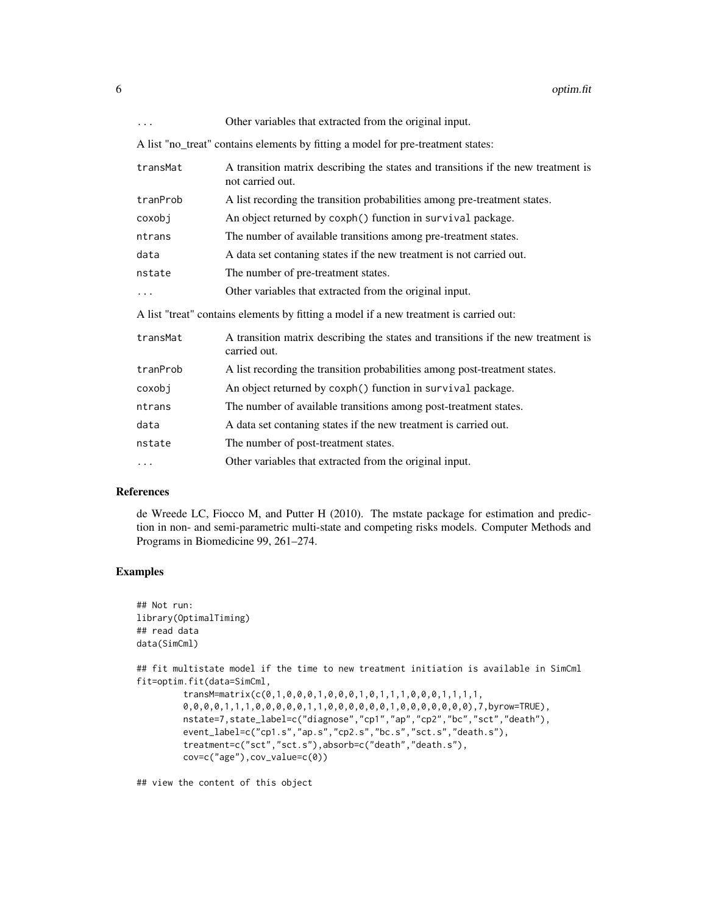| | |
|---|---|
| ... | Other variables that extracted from the original input. |

A list "no_treat" contains elements by fitting a model for pre-treatment states:

| | |
|---|---|
| transMat | A transition matrix describing the states and transitions if the new treatment is not carried out. |
| tranProb | A list recording the transition probabilities among pre-treatment states. |
| coxobj | An object returned by coxph() function in survival package. |
| ntrans | The number of available transitions among pre-treatment states. |
| data | A data set contaning states if the new treatment is not carried out. |
| nstate | The number of pre-treatment states. |
| ... | Other variables that extracted from the original input. |

A list "treat" contains elements by fitting a model if a new treatment is carried out:

| | |
|---|---|
| transMat | A transition matrix describing the states and transitions if the new treatment is carried out. |
| tranProb | A list recording the transition probabilities among post-treatment states. |
| coxobj | An object returned by coxph() function in survival package. |
| ntrans | The number of available transitions among post-treatment states. |
| data | A data set contaning states if the new treatment is carried out. |
| nstate | The number of post-treatment states. |
| ... | Other variables that extracted from the original input. |

## References

de Wreede LC, Fiocco M, and Putter H (2010). The mstate package for estimation and prediction in non- and semi-parametric multi-state and competing risks models. Computer Methods and Programs in Biomedicine 99, 261–274.

## Examples

```
## Not run:
library(OptimalTiming)
## read data
data(SimCml)

## fit multistate model if the time to new treatment initiation is available in SimCml
fit=optim.fit(data=SimCml,
        transM=matrix(c(0,1,0,0,0,1,0,0,0,1,0,1,1,1,0,0,0,1,1,1,1,
        0,0,0,0,1,1,1,0,0,0,0,0,1,1,0,0,0,0,0,0,1,0,0,0,0,0,0,0),7,byrow=TRUE),
        nstate=7,state_label=c("diagnose","cp1","ap","cp2","bc","sct","death"),
        event_label=c("cp1.s","ap.s","cp2.s","bc.s","sct.s","death.s"),
        treatment=c("sct","sct.s"),absorb=c("death","death.s"),
        cov=c("age"),cov_value=c(0))

## view the content of this object
```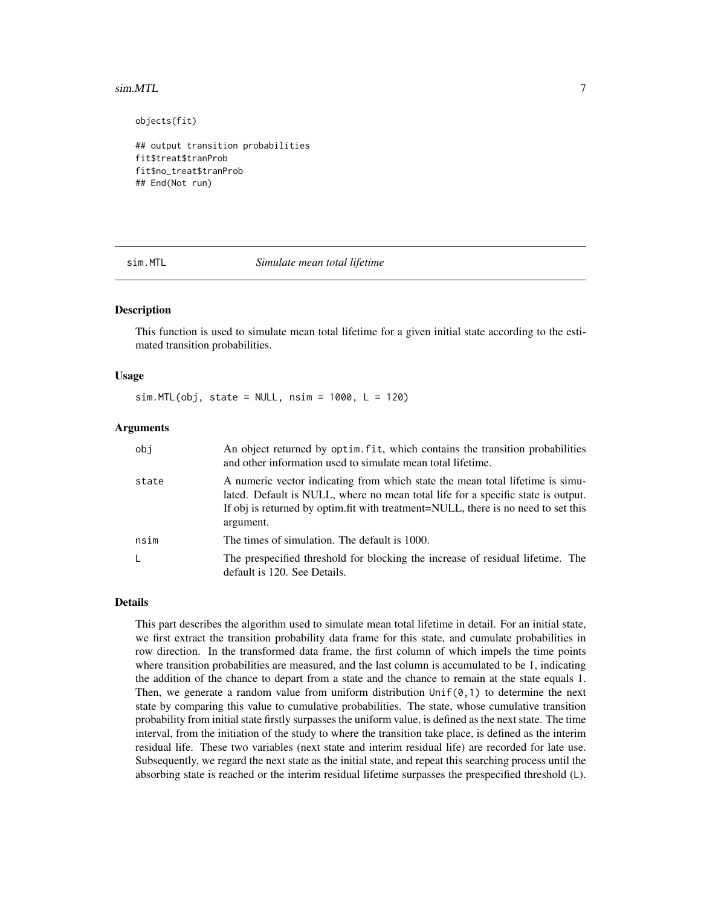```
objects(fit)

## output transition probabilities
fit$treat$tranProb
fit$no_treat$tranProb
## End(Not run)
```

---

## sim.MTL *Simulate mean total lifetime*

### Description

This function is used to simulate mean total lifetime for a given initial state according to the estimated transition probabilities.

### Usage

```
sim.MTL(obj, state = NULL, nsim = 1000, L = 120)
```

### Arguments

| | |
|---|---|
| `obj` | An object returned by `optim.fit`, which contains the transition probabilities and other information used to simulate mean total lifetime. |
| `state` | A numeric vector indicating from which state the mean total lifetime is simulated. Default is NULL, where no mean total life for a specific state is output. If obj is returned by optim.fit with treatment=NULL, there is no need to set this argument. |
| `nsim` | The times of simulation. The default is 1000. |
| `L` | The prespecified threshold for blocking the increase of residual lifetime. The default is 120. See Details. |

### Details

This part describes the algorithm used to simulate mean total lifetime in detail. For an initial state, we first extract the transition probability data frame for this state, and cumulate probabilities in row direction. In the transformed data frame, the first column of which impels the time points where transition probabilities are measured, and the last column is accumulated to be 1, indicating the addition of the chance to depart from a state and the chance to remain at the state equals 1. Then, we generate a random value from uniform distribution `Unif(0,1)` to determine the next state by comparing this value to cumulative probabilities. The state, whose cumulative transition probability from initial state firstly surpasses the uniform value, is defined as the next state. The time interval, from the initiation of the study to where the transition take place, is defined as the interim residual life. These two variables (next state and interim residual life) are recorded for late use. Subsequently, we regard the next state as the initial state, and repeat this searching process until the absorbing state is reached or the interim residual lifetime surpasses the prespecified threshold (`L`).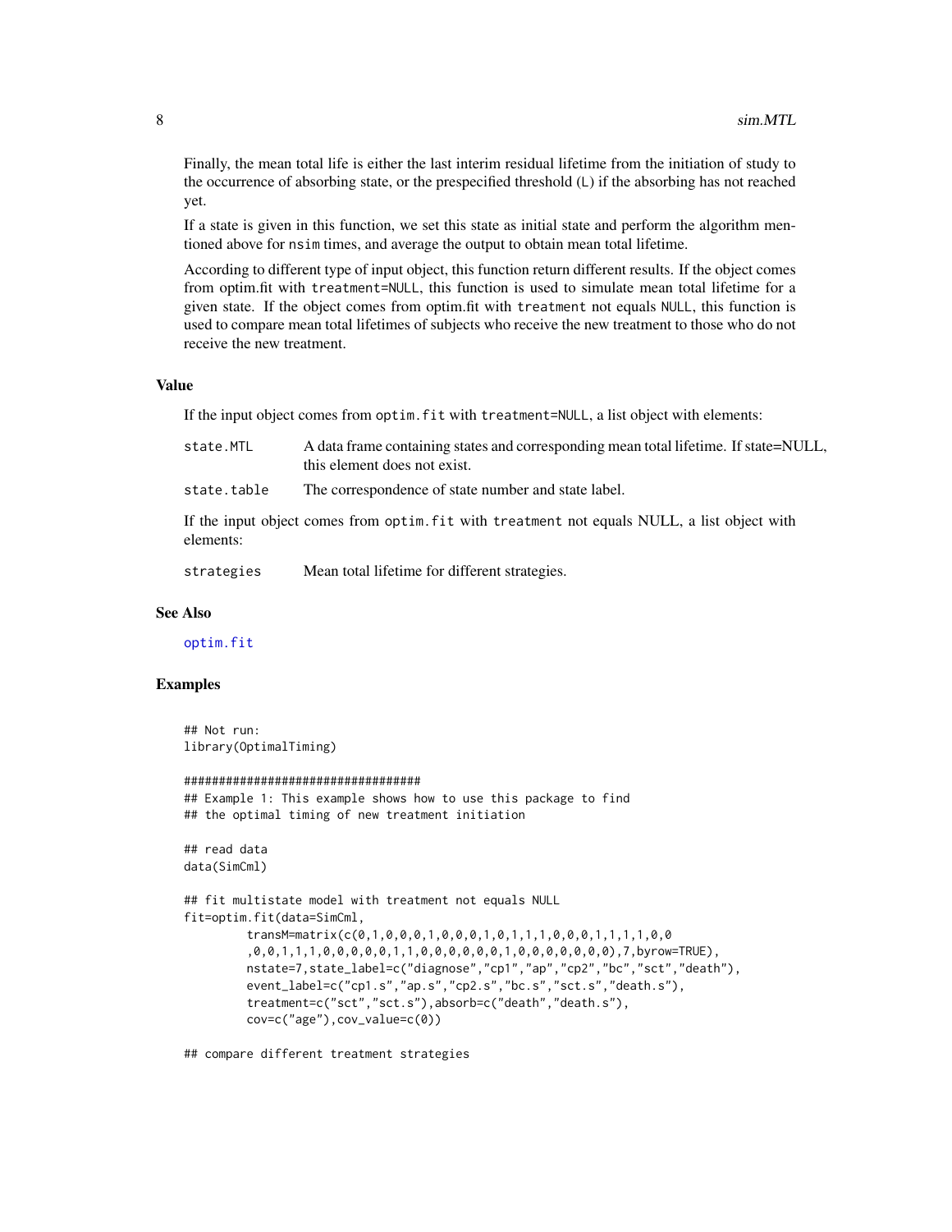Finally, the mean total life is either the last interim residual lifetime from the initiation of study to the occurrence of absorbing state, or the prespecified threshold (L) if the absorbing has not reached yet.

If a state is given in this function, we set this state as initial state and perform the algorithm mentioned above for nsim times, and average the output to obtain mean total lifetime.

According to different type of input object, this function return different results. If the object comes from optim.fit with treatment=NULL, this function is used to simulate mean total lifetime for a given state. If the object comes from optim.fit with treatment not equals NULL, this function is used to compare mean total lifetimes of subjects who receive the new treatment to those who do not receive the new treatment.

### Value

If the input object comes from optim.fit with treatment=NULL, a list object with elements:

- `state.MTL` A data frame containing states and corresponding mean total lifetime. If state=NULL, this element does not exist.
- `state.table` The correspondence of state number and state label.

If the input object comes from optim.fit with treatment not equals NULL, a list object with elements:

- `strategies` Mean total lifetime for different strategies.

### See Also

optim.fit

### Examples

```
## Not run:
library(OptimalTiming)

##################################
## Example 1: This example shows how to use this package to find
## the optimal timing of new treatment initiation

## read data
data(SimCml)

## fit multistate model with treatment not equals NULL
fit=optim.fit(data=SimCml,
         transM=matrix(c(0,1,0,0,0,1,0,0,0,1,0,1,1,1,0,0,0,1,1,1,1,0,0
         ,0,0,1,1,1,0,0,0,0,0,1,1,0,0,0,0,0,0,1,0,0,0,0,0,0,0),7,byrow=TRUE),
         nstate=7,state_label=c("diagnose","cp1","ap","cp2","bc","sct","death"),
         event_label=c("cp1.s","ap.s","cp2.s","bc.s","sct.s","death.s"),
         treatment=c("sct","sct.s"),absorb=c("death","death.s"),
         cov=c("age"),cov_value=c(0))

## compare different treatment strategies
```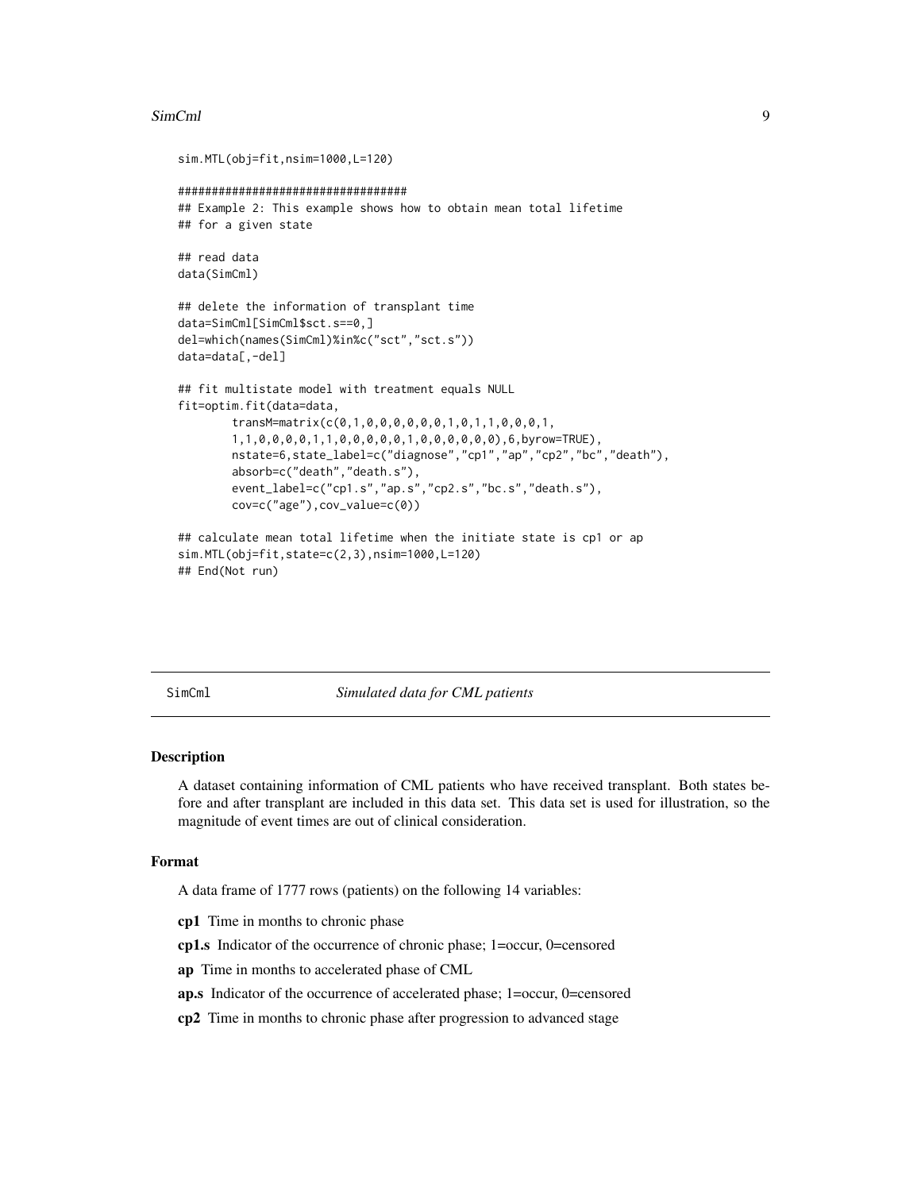```
sim.MTL(obj=fit,nsim=1000,L=120)

##################################
## Example 2: This example shows how to obtain mean total lifetime
## for a given state

## read data
data(SimCml)

## delete the information of transplant time
data=SimCml[SimCml$sct.s==0,]
del=which(names(SimCml)%in%c("sct","sct.s"))
data=data[,-del]

## fit multistate model with treatment equals NULL
fit=optim.fit(data=data,
        transM=matrix(c(0,1,0,0,0,0,0,0,1,0,1,1,0,0,0,1,
        1,1,0,0,0,0,1,1,0,0,0,0,0,1,0,0,0,0,0,0),6,byrow=TRUE),
        nstate=6,state_label=c("diagnose","cp1","ap","cp2","bc","death"),
        absorb=c("death","death.s"),
        event_label=c("cp1.s","ap.s","cp2.s","bc.s","death.s"),
        cov=c("age"),cov_value=c(0))

## calculate mean total lifetime when the initiate state is cp1 or ap
sim.MTL(obj=fit,state=c(2,3),nsim=1000,L=120)
## End(Not run)
```

---

SimCml *Simulated data for CML patients*

---

### Description

A dataset containing information of CML patients who have received transplant. Both states before and after transplant are included in this data set. This data set is used for illustration, so the magnitude of event times are out of clinical consideration.

### Format

A data frame of 1777 rows (patients) on the following 14 variables:

**cp1** Time in months to chronic phase

**cp1.s** Indicator of the occurrence of chronic phase; 1=occur, 0=censored

**ap** Time in months to accelerated phase of CML

**ap.s** Indicator of the occurrence of accelerated phase; 1=occur, 0=censored

**cp2** Time in months to chronic phase after progression to advanced stage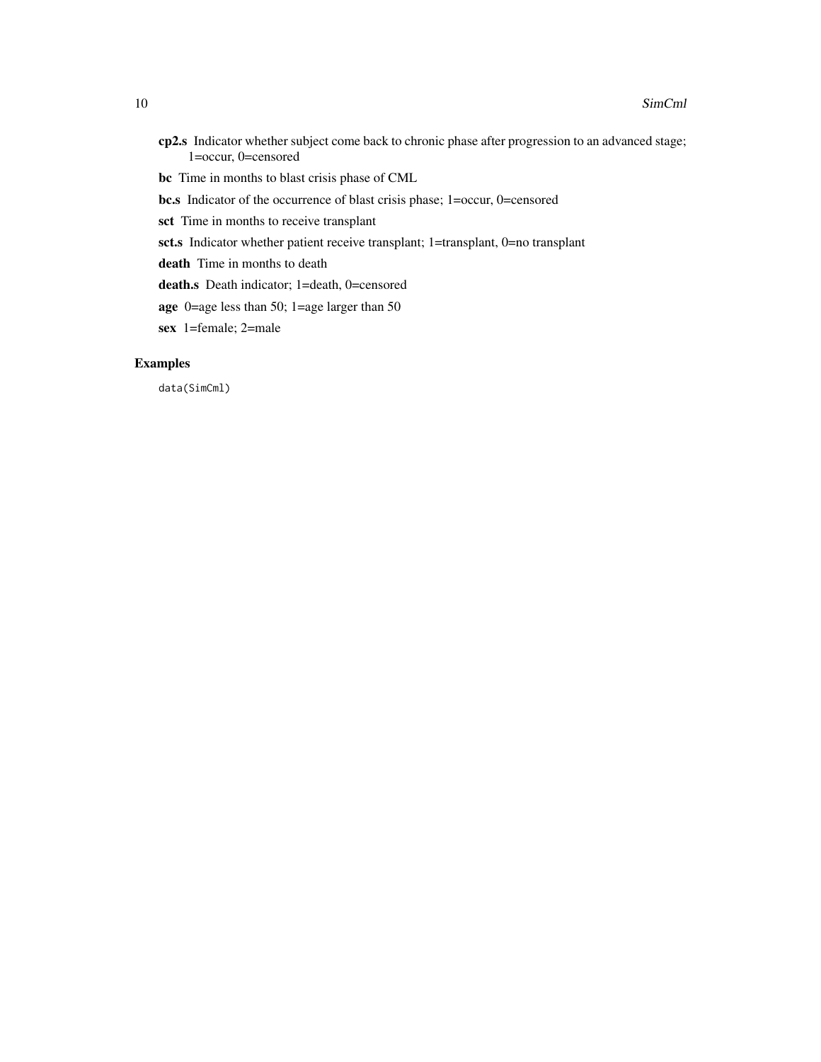**cp2.s** Indicator whether subject come back to chronic phase after progression to an advanced stage; 1=occur, 0=censored

**bc** Time in months to blast crisis phase of CML

**bc.s** Indicator of the occurrence of blast crisis phase; 1=occur, 0=censored

**sct** Time in months to receive transplant

**sct.s** Indicator whether patient receive transplant; 1=transplant, 0=no transplant

**death** Time in months to death

**death.s** Death indicator; 1=death, 0=censored

**age** 0=age less than 50; 1=age larger than 50

**sex** 1=female; 2=male

## Examples

```
data(SimCml)
```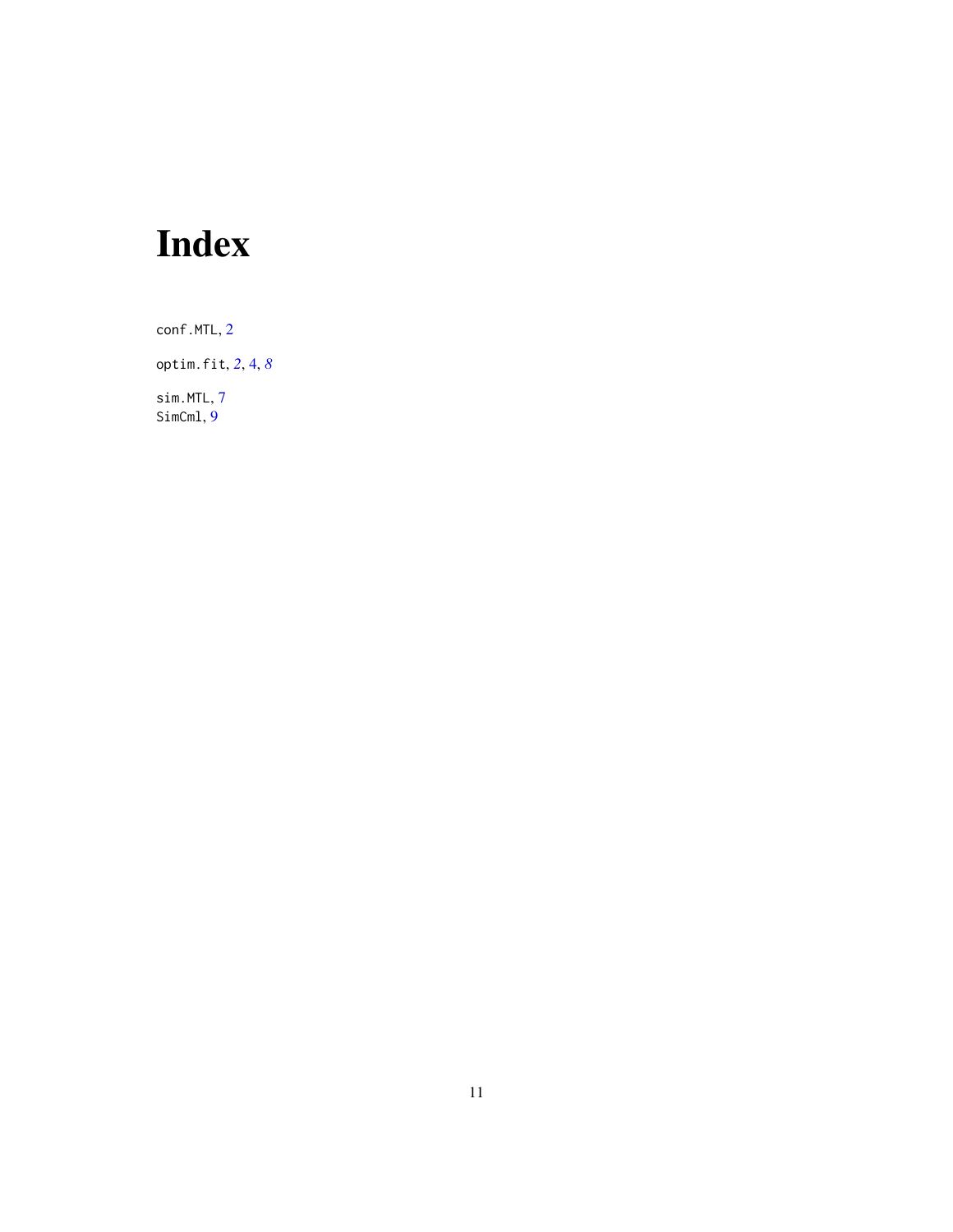# Index

`conf.MTL`, 2

`optim.fit`, *2*, 4, *8*

`sim.MTL`, 7
`SimCml`, 9